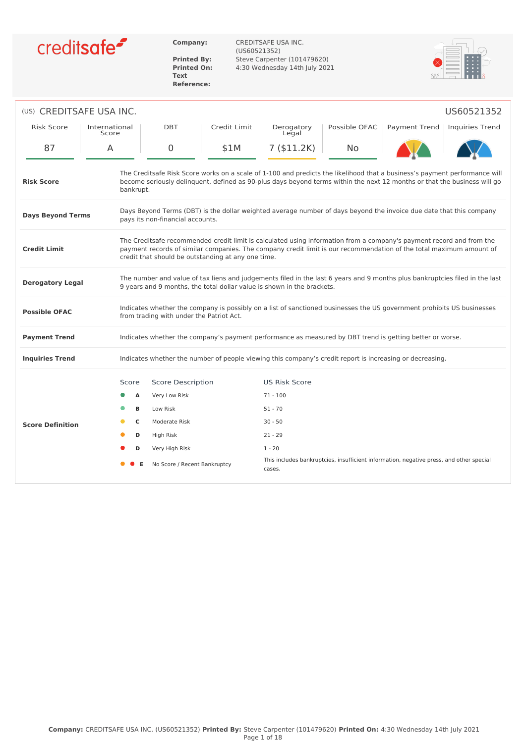creditsafe

**Company:** CREDITSAFE USA INC. (US60521352)
**Printed By:** Steve Carpenter (101479620)
**Printed On:** 4:30 Wednesday 14th July 2021
**Text Reference:**

## (US) CREDITSAFE USA INC. US60521352

| Risk Score | International Score | DBT | Credit Limit | Derogatory Legal | Possible OFAC | Payment Trend | Inquiries Trend |
|---|---|---|---|---|---|---|---|
| 87 | A | 0 | $1M | 7 ($11.2K) | No | | |

| | |
|---|---|
| **Risk Score** | The Creditsafe Risk Score works on a scale of 1-100 and predicts the likelihood that a business's payment performance will become seriously delinquent, defined as 90-plus days beyond terms within the next 12 months or that the business will go bankrupt. |
| **Days Beyond Terms** | Days Beyond Terms (DBT) is the dollar weighted average number of days beyond the invoice due date that this company pays its non-financial accounts. |
| **Credit Limit** | The Creditsafe recommended credit limit is calculated using information from a company's payment record and from the payment records of similar companies. The company credit limit is our recommendation of the total maximum amount of credit that should be outstanding at any one time. |
| **Derogatory Legal** | The number and value of tax liens and judgements filed in the last 6 years and 9 months plus bankruptcies filed in the last 9 years and 9 months, the total dollar value is shown in the brackets. |
| **Possible OFAC** | Indicates whether the company is possibly on a list of sanctioned businesses the US government prohibits US businesses from trading with under the Patriot Act. |
| **Payment Trend** | Indicates whether the company's payment performance as measured by DBT trend is getting better or worse. |
| **Inquiries Trend** | Indicates whether the number of people viewing this company's credit report is increasing or decreasing. |

**Score Definition**

| Score | Score Description | US Risk Score |
|---|---|---|
| A | Very Low Risk | 71 - 100 |
| B | Low Risk | 51 - 70 |
| C | Moderate Risk | 30 - 50 |
| D | High Risk | 21 - 29 |
| D | Very High Risk | 1 - 20 |
| E | No Score / Recent Bankruptcy | This includes bankruptcies, insufficient information, negative press, and other special cases. |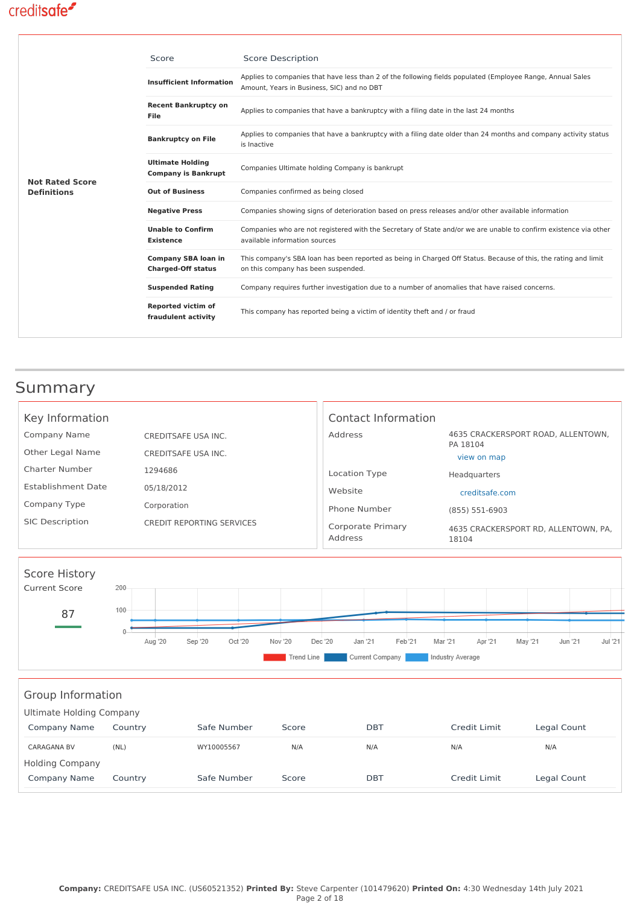| Not Rated Score Definitions | Score | Score Description |
|---|---|---|
| | **Insufficient Information** | Applies to companies that have less than 2 of the following fields populated (Employee Range, Annual Sales Amount, Years in Business, SIC) and no DBT |
| | **Recent Bankruptcy on File** | Applies to companies that have a bankruptcy with a filing date in the last 24 months |
| | **Bankruptcy on File** | Applies to companies that have a bankruptcy with a filing date older than 24 months and company activity status is Inactive |
| | **Ultimate Holding Company is Bankrupt** | Companies Ultimate holding Company is bankrupt |
| | **Out of Business** | Companies confirmed as being closed |
| | **Negative Press** | Companies showing signs of deterioration based on press releases and/or other available information |
| | **Unable to Confirm Existence** | Companies who are not registered with the Secretary of State and/or we are unable to confirm existence via other available information sources |
| | **Company SBA loan in Charged-Off status** | This company's SBA loan has been reported as being in Charged Off Status. Because of this, the rating and limit on this company has been suspended. |
| | **Suspended Rating** | Company requires further investigation due to a number of anomalies that have raised concerns. |
| | **Reported victim of fraudulent activity** | This company has reported being a victim of identity theft and / or fraud |

# Summary

## Key Information

| | |
|---|---|
| Company Name | CREDITSAFE USA INC. |
| Other Legal Name | CREDITSAFE USA INC. |
| Charter Number | 1294686 |
| Establishment Date | 05/18/2012 |
| Company Type | Corporation |
| SIC Description | CREDIT REPORTING SERVICES |

## Contact Information

| | |
|---|---|
| Address | 4635 CRACKERSPORT ROAD, ALLENTOWN, PA 18104 view on map |
| Location Type | Headquarters |
| Website | creditsafe.com |
| Phone Number | (855) 551-6903 |
| Corporate Primary Address | 4635 CRACKERSPORT RD, ALLENTOWN, PA, 18104 |

## Score History

Current Score

87

Legend: Trend Line, Current Company, Industry Average (Aug '20 – Jul '21; scale 0–200)

## Group Information

### Ultimate Holding Company

| Company Name | Country | Safe Number | Score | DBT | Credit Limit | Legal Count |
|---|---|---|---|---|---|---|
| CARAGANA BV | (NL) | WY10005567 | N/A | N/A | N/A | N/A |

### Holding Company

| Company Name | Country | Safe Number | Score | DBT | Credit Limit | Legal Count |
|---|---|---|---|---|---|---|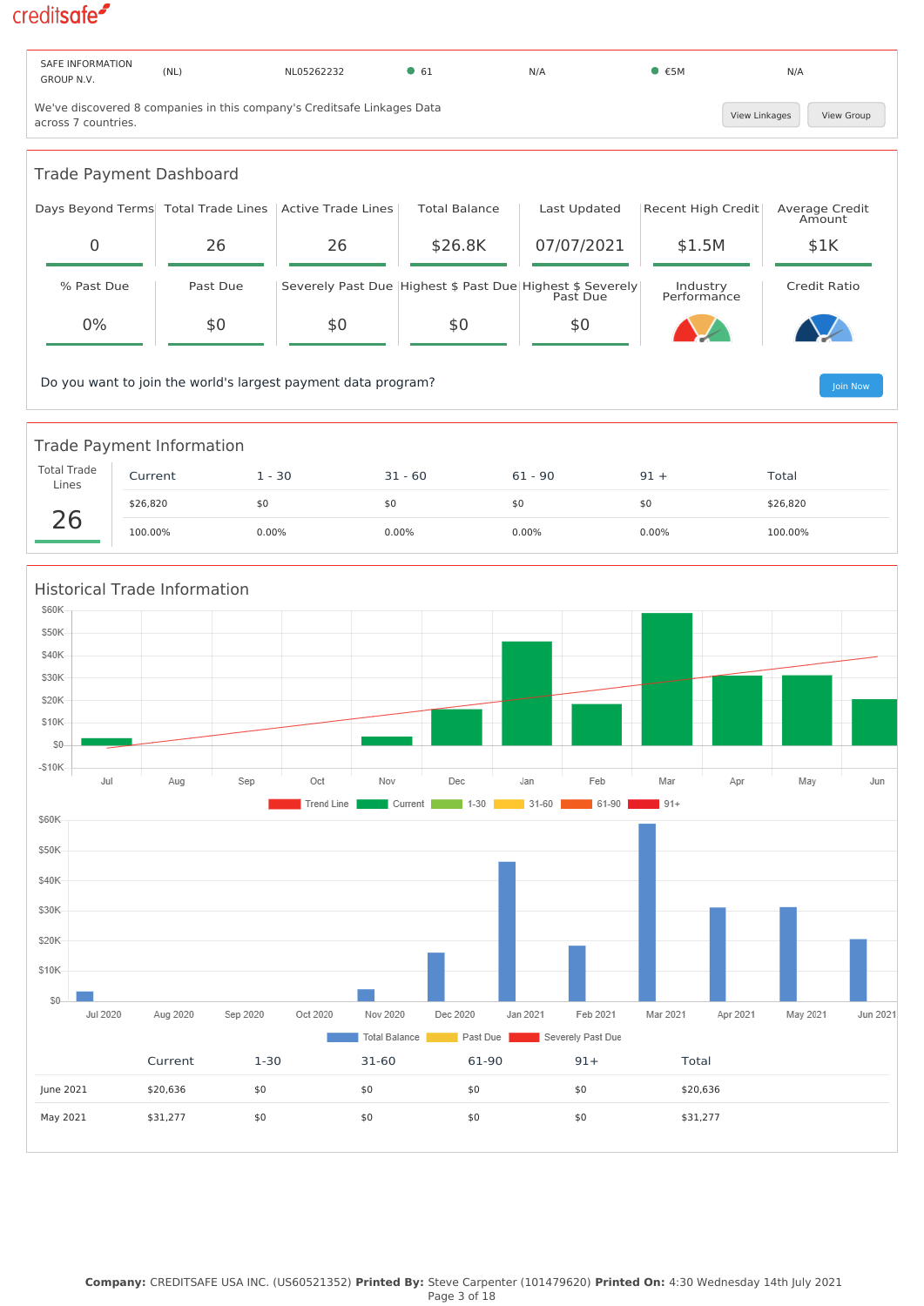creditsafe

| SAFE INFORMATION GROUP N.V. | (NL) | NL05262232 | 61 | N/A | €5M | N/A |
|---|---|---|---|---|---|---|

We've discovered 8 companies in this company's Creditsafe Linkages Data across 7 countries.

View Linkages | View Group

## Trade Payment Dashboard

| Days Beyond Terms | Total Trade Lines | Active Trade Lines | Total Balance | Last Updated | Recent High Credit | Average Credit Amount |
|---|---|---|---|---|---|---|
| 0 | 26 | 26 | $26.8K | 07/07/2021 | $1.5M | $1K |

| % Past Due | Past Due | Severely Past Due | Highest $ Past Due | Highest $ Severely Past Due | Industry Performance | Credit Ratio |
|---|---|---|---|---|---|---|
| 0% | $0 | $0 | $0 | $0 | | |

Do you want to join the world's largest payment data program?

Join Now

## Trade Payment Information

Total Trade Lines

26

| Current | 1 - 30 | 31 - 60 | 61 - 90 | 91 + | Total |
|---|---|---|---|---|---|
| $26,820 | $0 | $0 | $0 | $0 | $26,820 |
| 100.00% | 0.00% | 0.00% | 0.00% | 0.00% | 100.00% |

## Historical Trade Information

Trend Line | Current | 1-30 | 31-60 | 61-90 | 91+

Total Balance | Past Due | Severely Past Due

| | Current | 1-30 | 31-60 | 61-90 | 91+ | Total |
|---|---|---|---|---|---|---|
| June 2021 | $20,636 | $0 | $0 | $0 | $0 | $20,636 |
| May 2021 | $31,277 | $0 | $0 | $0 | $0 | $31,277 |

**Company:** CREDITSAFE USA INC. (US60521352) **Printed By:** Steve Carpenter (101479620) **Printed On:** 4:30 Wednesday 14th July 2021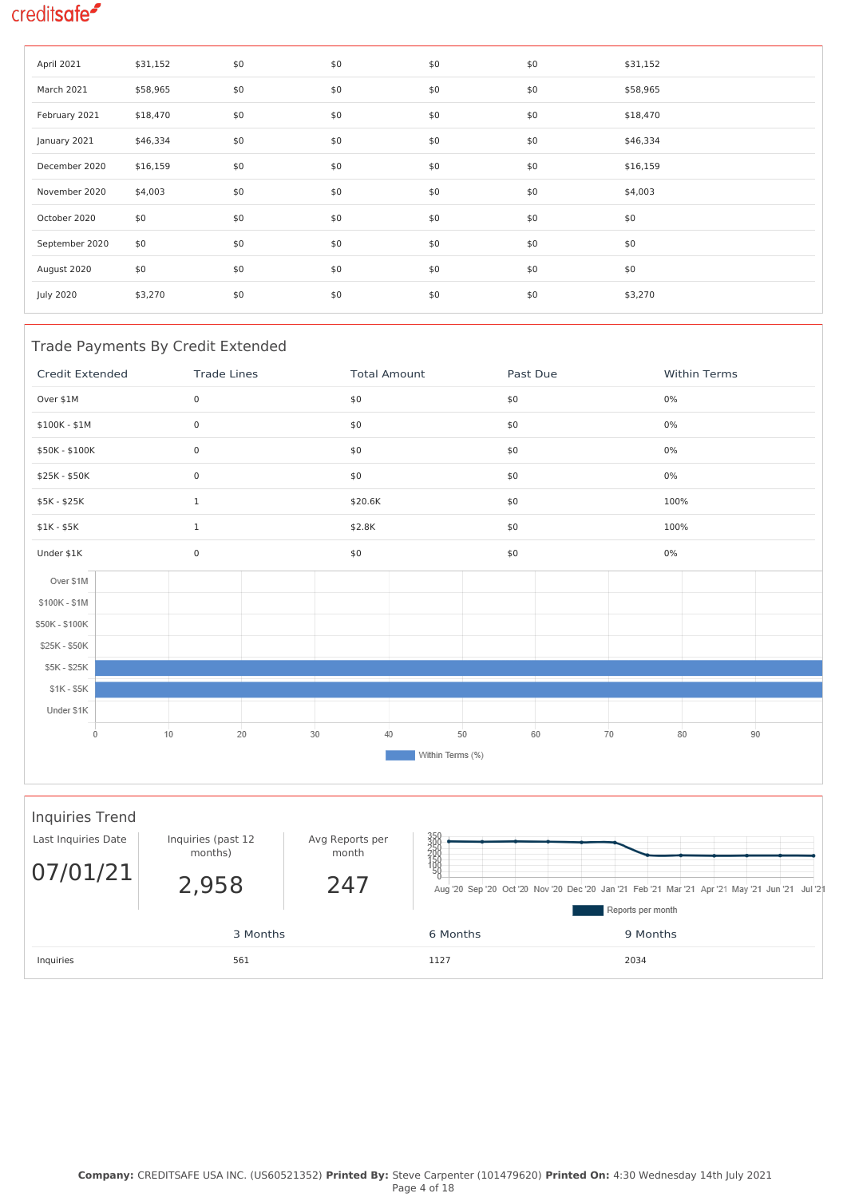| | | | | | | |
|---|---|---|---|---|---|---|
| April 2021 | $31,152 | $0 | $0 | $0 | $0 | $31,152 |
| March 2021 | $58,965 | $0 | $0 | $0 | $0 | $58,965 |
| February 2021 | $18,470 | $0 | $0 | $0 | $0 | $18,470 |
| January 2021 | $46,334 | $0 | $0 | $0 | $0 | $46,334 |
| December 2020 | $16,159 | $0 | $0 | $0 | $0 | $16,159 |
| November 2020 | $4,003 | $0 | $0 | $0 | $0 | $4,003 |
| October 2020 | $0 | $0 | $0 | $0 | $0 | $0 |
| September 2020 | $0 | $0 | $0 | $0 | $0 | $0 |
| August 2020 | $0 | $0 | $0 | $0 | $0 | $0 |
| July 2020 | $3,270 | $0 | $0 | $0 | $0 | $3,270 |

## Trade Payments By Credit Extended

| Credit Extended | Trade Lines | Total Amount | Past Due | Within Terms |
|---|---|---|---|---|
| Over $1M | 0 | $0 | $0 | 0% |
| $100K - $1M | 0 | $0 | $0 | 0% |
| $50K - $100K | 0 | $0 | $0 | 0% |
| $25K - $50K | 0 | $0 | $0 | 0% |
| $5K - $25K | 1 | $20.6K | $0 | 100% |
| $1K - $5K | 1 | $2.8K | $0 | 100% |
| Under $1K | 0 | $0 | $0 | 0% |

Within Terms (%)

## Inquiries Trend

| Last Inquiries Date | Inquiries (past 12 months) | Avg Reports per month |
|---|---|---|
| 07/01/21 | 2,958 | 247 |

Reports per month

| | 3 Months | 6 Months | 9 Months |
|---|---|---|---|
| Inquiries | 561 | 1127 | 2034 |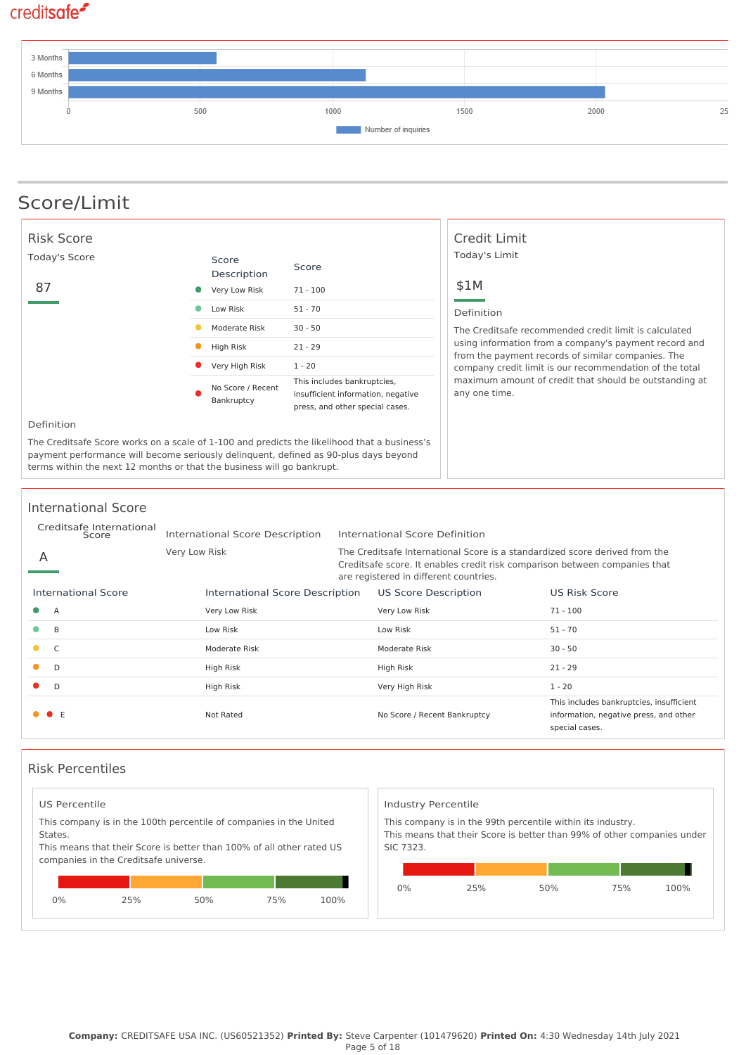| | Number of inquiries |
|---|---|
| 3 Months | ~560 |
| 6 Months | ~1130 |
| 9 Months | ~2030 |

## Score/Limit

### Risk Score

Today's Score

87

| | Score Description | Score |
|---|---|---|
| ● | Very Low Risk | 71 - 100 |
| ● | Low Risk | 51 - 70 |
| ● | Moderate Risk | 30 - 50 |
| ● | High Risk | 21 - 29 |
| ● | Very High Risk | 1 - 20 |
| ● | No Score / Recent Bankruptcy | This includes bankruptcies, insufficient information, negative press, and other special cases. |

Definition

The Creditsafe Score works on a scale of 1-100 and predicts the likelihood that a business's payment performance will become seriously delinquent, defined as 90-plus days beyond terms within the next 12 months or that the business will go bankrupt.

### Credit Limit

Today's Limit

$1M

Definition

The Creditsafe recommended credit limit is calculated using information from a company's payment record and from the payment records of similar companies. The company credit limit is our recommendation of the total maximum amount of credit that should be outstanding at any one time.

### International Score

| Creditsafe International Score | International Score Description | International Score Definition |
|---|---|---|
| A | Very Low Risk | The Creditsafe International Score is a standardized score derived from the Creditsafe score. It enables credit risk comparison between companies that are registered in different countries. |

| International Score | International Score Description | US Score Description | US Risk Score |
|---|---|---|---|
| ● A | Very Low Risk | Very Low Risk | 71 - 100 |
| ● B | Low Risk | Low Risk | 51 - 70 |
| ● C | Moderate Risk | Moderate Risk | 30 - 50 |
| ● D | High Risk | High Risk | 21 - 29 |
| ● D | High Risk | Very High Risk | 1 - 20 |
| ● ● E | Not Rated | No Score / Recent Bankruptcy | This includes bankruptcies, insufficient information, negative press, and other special cases. |

### Risk Percentiles

**US Percentile**

This company is in the 100th percentile of companies in the United States.
This means that their Score is better than 100% of all other rated US companies in the Creditsafe universe.

0% 25% 50% 75% 100%

**Industry Percentile**

This company is in the 99th percentile within its industry.
This means that their Score is better than 99% of other companies under SIC 7323.

0% 25% 50% 75% 100%

**Company:** CREDITSAFE USA INC. (US60521352) **Printed By:** Steve Carpenter (101479620) **Printed On:** 4:30 Wednesday 14th July 2021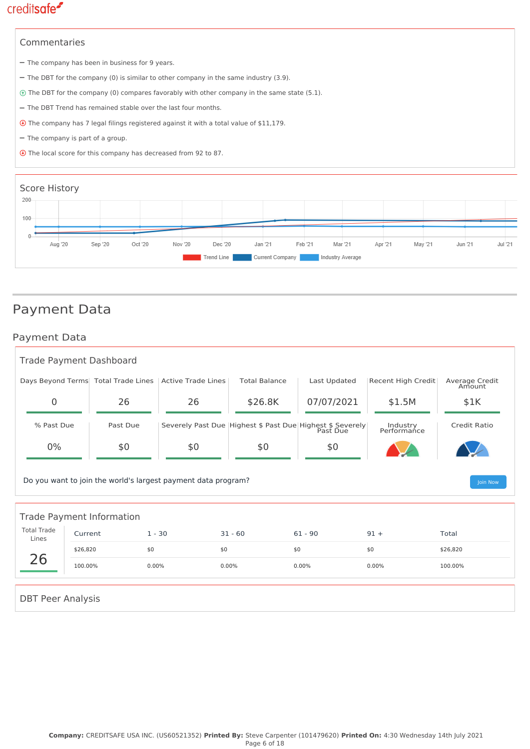### Commentaries

- The company has been in business for 9 years.
- The DBT for the company (0) is similar to other company in the same industry (3.9).
- The DBT for the company (0) compares favorably with other company in the same state (5.1).
- The DBT Trend has remained stable over the last four months.
- The company has 7 legal filings registered against it with a total value of $11,179.
- The company is part of a group.
- The local score for this company has decreased from 92 to 87.

### Score History

Trend Line | Current Company | Industry Average

# Payment Data

## Payment Data

### Trade Payment Dashboard

| Days Beyond Terms | Total Trade Lines | Active Trade Lines | Total Balance | Last Updated | Recent High Credit | Average Credit Amount |
|---|---|---|---|---|---|---|
| 0 | 26 | 26 | $26.8K | 07/07/2021 | $1.5M | $1K |

| % Past Due | Past Due | Severely Past Due | Highest $ Past Due | Highest $ Severely Past Due | Industry Performance | Credit Ratio |
|---|---|---|---|---|---|---|
| 0% | $0 | $0 | $0 | $0 | | |

Do you want to join the world's largest payment data program? Join Now

### Trade Payment Information

Total Trade Lines: 26

| Current | 1 - 30 | 31 - 60 | 61 - 90 | 91 + | Total |
|---|---|---|---|---|---|
| $26,820 | $0 | $0 | $0 | $0 | $26,820 |
| 100.00% | 0.00% | 0.00% | 0.00% | 0.00% | 100.00% |

### DBT Peer Analysis

**Company:** CREDITSAFE USA INC. (US60521352) **Printed By:** Steve Carpenter (101479620) **Printed On:** 4:30 Wednesday 14th July 2021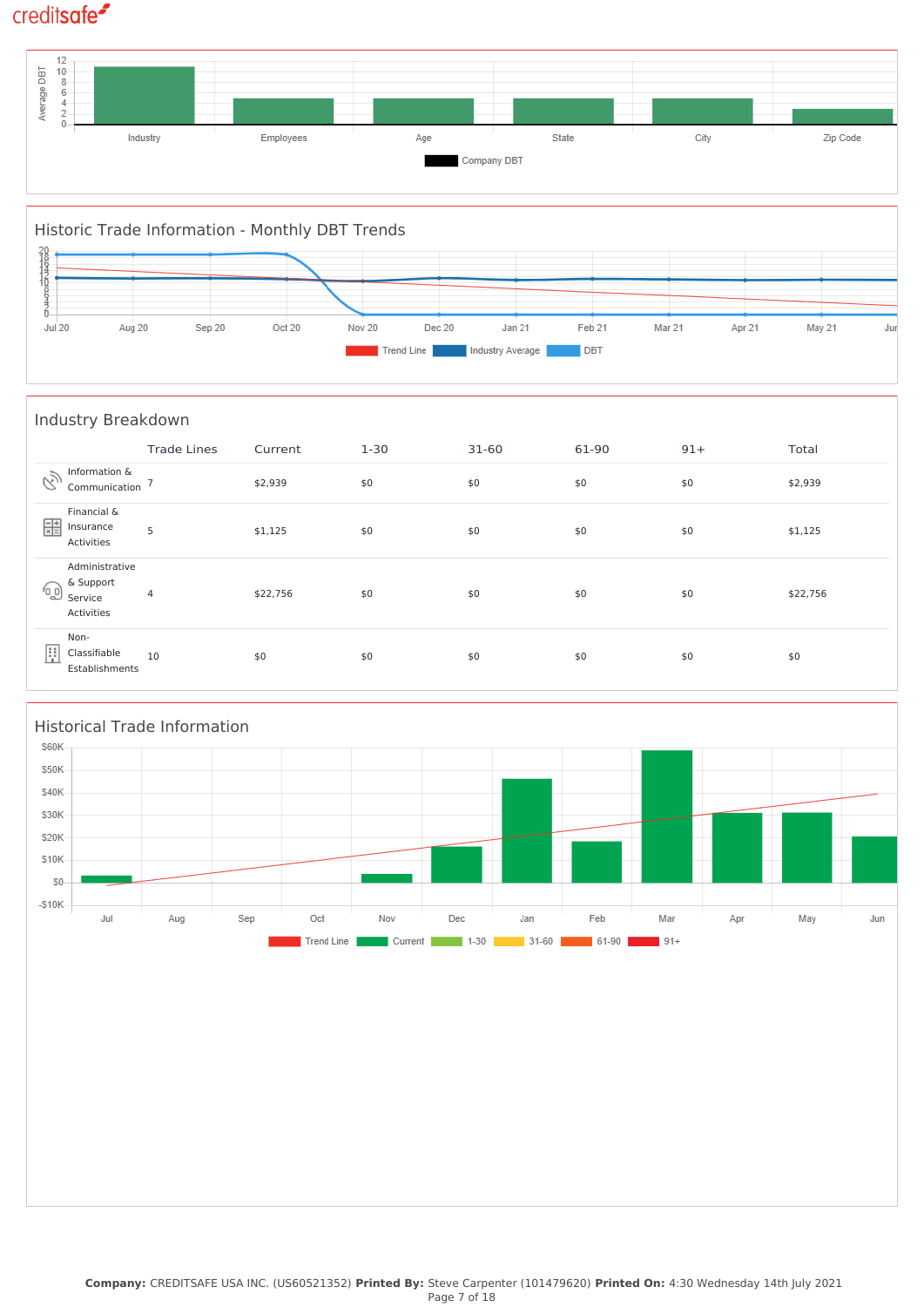Average DBT

| Industry | Employees | Age | State | City | Zip Code |
|---|---|---|---|---|---|

Company DBT

## Historic Trade Information - Monthly DBT Trends

Jul 20 | Aug 20 | Sep 20 | Oct 20 | Nov 20 | Dec 20 | Jan 21 | Feb 21 | Mar 21 | Apr 21 | May 21 | Jun

Trend Line | Industry Average | DBT

## Industry Breakdown

| | Trade Lines | Current | 1-30 | 31-60 | 61-90 | 91+ | Total |
|---|---|---|---|---|---|---|---|
| Information & Communication | 7 | $2,939 | $0 | $0 | $0 | $0 | $2,939 |
| Financial & Insurance Activities | 5 | $1,125 | $0 | $0 | $0 | $0 | $1,125 |
| Administrative & Support Service Activities | 4 | $22,756 | $0 | $0 | $0 | $0 | $22,756 |
| Non-Classifiable Establishments | 10 | $0 | $0 | $0 | $0 | $0 | $0 |

## Historical Trade Information

Jul | Aug | Sep | Oct | Nov | Dec | Jan | Feb | Mar | Apr | May | Jun

Trend Line | Current | 1-30 | 31-60 | 61-90 | 91+

**Company:** CREDITSAFE USA INC. (US60521352) **Printed By:** Steve Carpenter (101479620) **Printed On:** 4:30 Wednesday 14th July 2021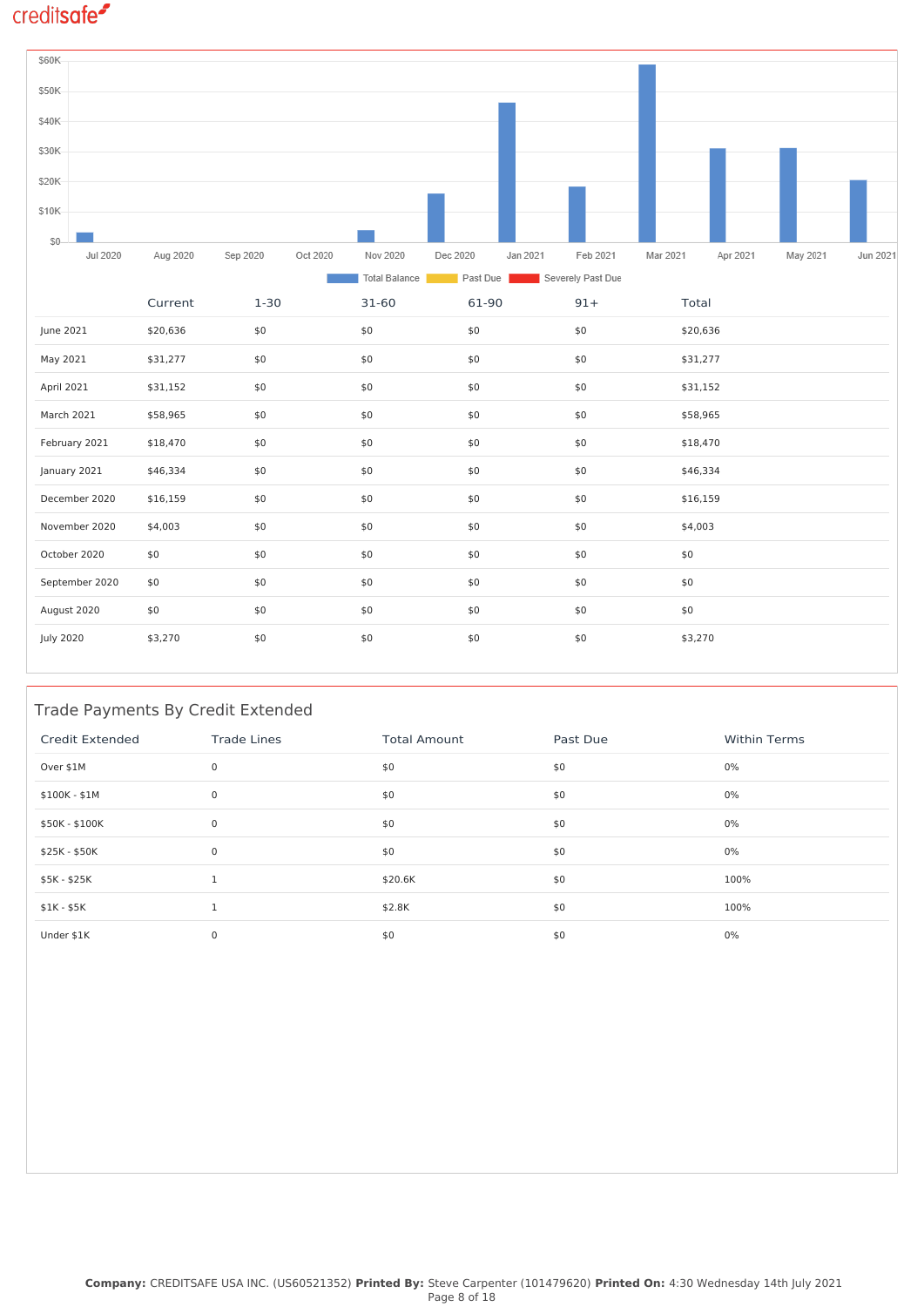| | Current | 1-30 | 31-60 | 61-90 | 91+ | Total |
|---|---|---|---|---|---|---|
| June 2021 | $20,636 | $0 | $0 | $0 | $0 | $20,636 |
| May 2021 | $31,277 | $0 | $0 | $0 | $0 | $31,277 |
| April 2021 | $31,152 | $0 | $0 | $0 | $0 | $31,152 |
| March 2021 | $58,965 | $0 | $0 | $0 | $0 | $58,965 |
| February 2021 | $18,470 | $0 | $0 | $0 | $0 | $18,470 |
| January 2021 | $46,334 | $0 | $0 | $0 | $0 | $46,334 |
| December 2020 | $16,159 | $0 | $0 | $0 | $0 | $16,159 |
| November 2020 | $4,003 | $0 | $0 | $0 | $0 | $4,003 |
| October 2020 | $0 | $0 | $0 | $0 | $0 | $0 |
| September 2020 | $0 | $0 | $0 | $0 | $0 | $0 |
| August 2020 | $0 | $0 | $0 | $0 | $0 | $0 |
| July 2020 | $3,270 | $0 | $0 | $0 | $0 | $3,270 |

## Trade Payments By Credit Extended

| Credit Extended | Trade Lines | Total Amount | Past Due | Within Terms |
|---|---|---|---|---|
| Over $1M | 0 | $0 | $0 | 0% |
| $100K - $1M | 0 | $0 | $0 | 0% |
| $50K - $100K | 0 | $0 | $0 | 0% |
| $25K - $50K | 0 | $0 | $0 | 0% |
| $5K - $25K | 1 | $20.6K | $0 | 100% |
| $1K - $5K | 1 | $2.8K | $0 | 100% |
| Under $1K | 0 | $0 | $0 | 0% |

**Company:** CREDITSAFE USA INC. (US60521352) **Printed By:** Steve Carpenter (101479620) **Printed On:** 4:30 Wednesday 14th July 2021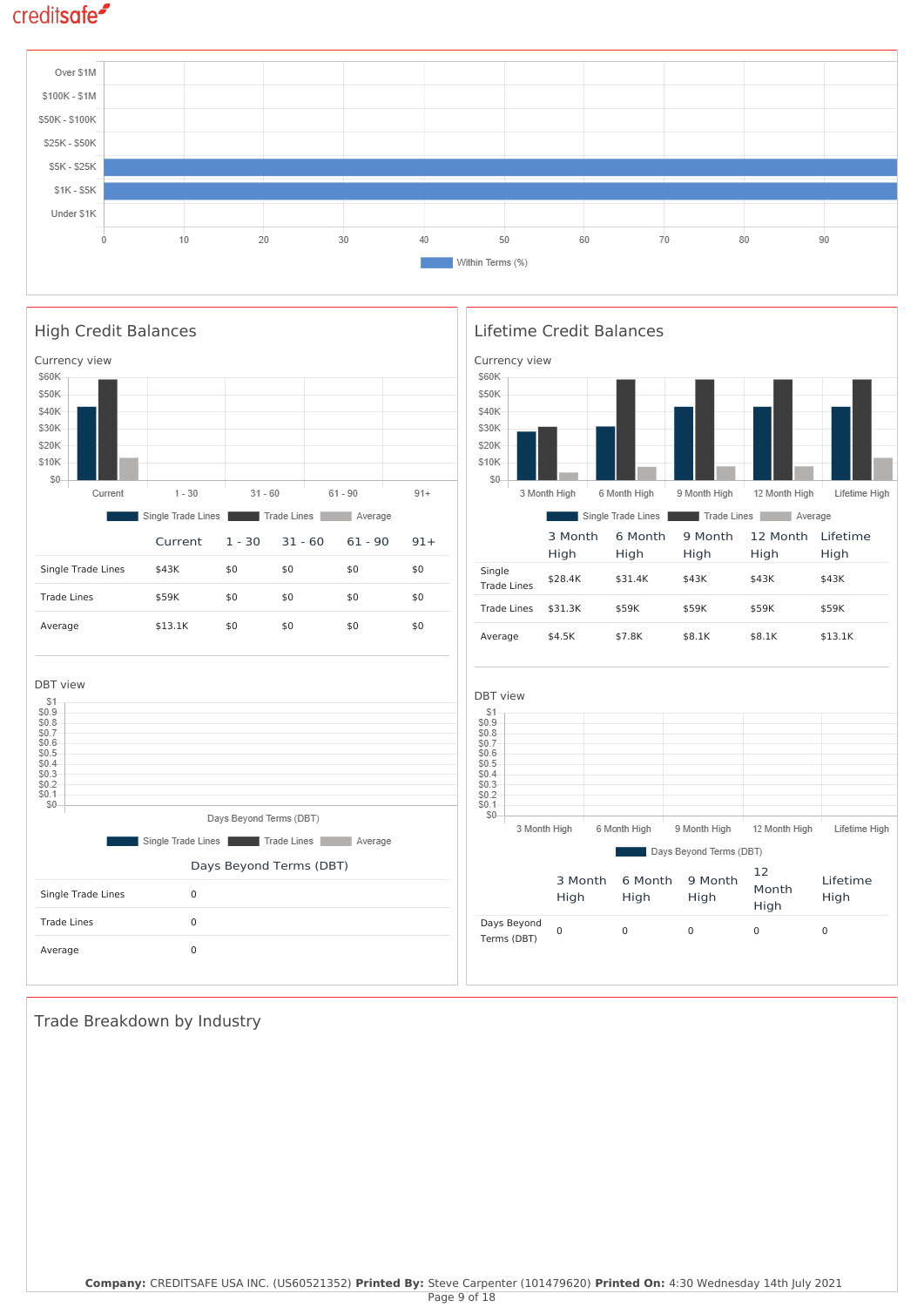## High Credit Balances

Currency view

| | Current | 1 - 30 | 31 - 60 | 61 - 90 | 91+ |
|---|---|---|---|---|---|
| Single Trade Lines | $43K | $0 | $0 | $0 | $0 |
| Trade Lines | $59K | $0 | $0 | $0 | $0 |
| Average | $13.1K | $0 | $0 | $0 | $0 |

DBT view

| | Days Beyond Terms (DBT) |
|---|---|
| Single Trade Lines | 0 |
| Trade Lines | 0 |
| Average | 0 |

## Lifetime Credit Balances

Currency view

| | 3 Month High | 6 Month High | 9 Month High | 12 Month High | Lifetime High |
|---|---|---|---|---|---|
| Single Trade Lines | $28.4K | $31.4K | $43K | $43K | $43K |
| Trade Lines | $31.3K | $59K | $59K | $59K | $59K |
| Average | $4.5K | $7.8K | $8.1K | $8.1K | $13.1K |

DBT view

| | 3 Month High | 6 Month High | 9 Month High | 12 Month High | Lifetime High |
|---|---|---|---|---|---|
| Days Beyond Terms (DBT) | 0 | 0 | 0 | 0 | 0 |

## Trade Breakdown by Industry

**Company:** CREDITSAFE USA INC. (US60521352) **Printed By:** Steve Carpenter (101479620) **Printed On:** 4:30 Wednesday 14th July 2021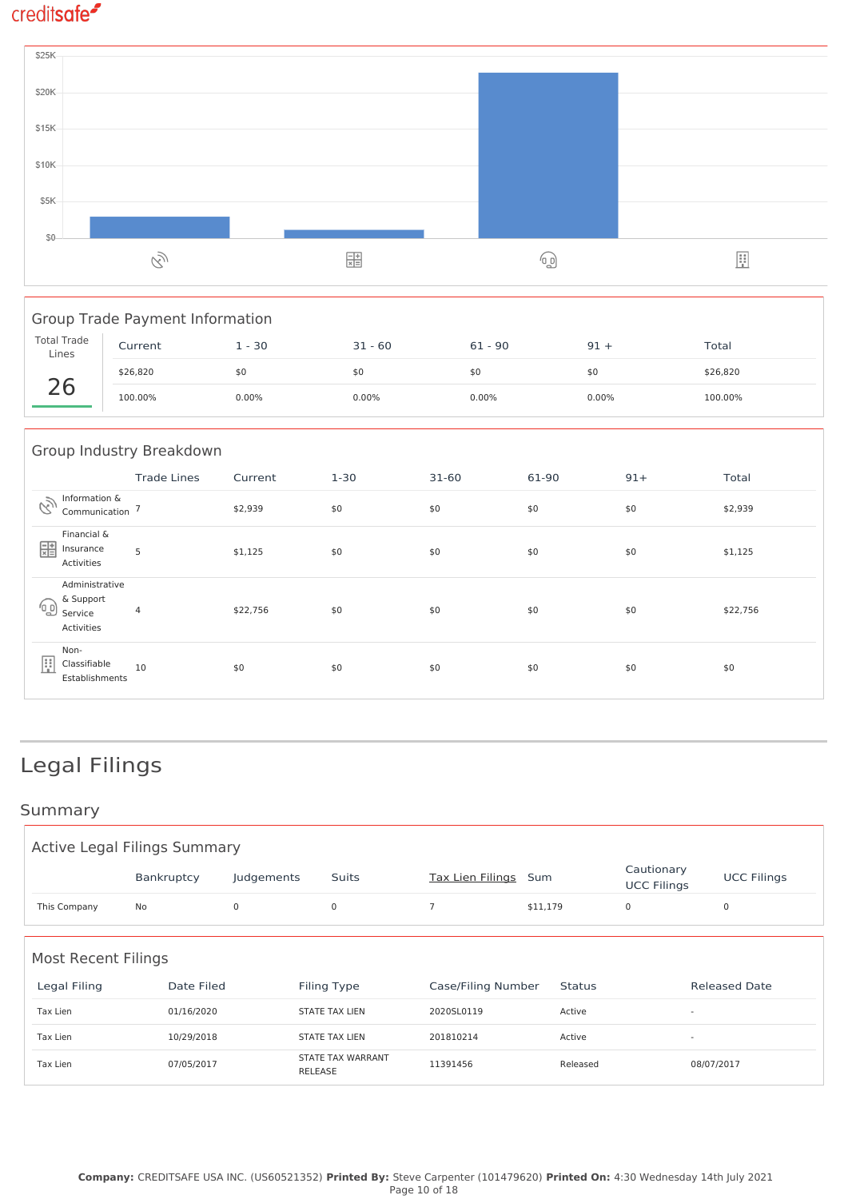$25K
$20K
$15K
$10K
$5K
$0

### Group Trade Payment Information

| Total Trade Lines | Current | 1 - 30 | 31 - 60 | 61 - 90 | 91 + | Total |
|---|---|---|---|---|---|---|
| 26 | $26,820 | $0 | $0 | $0 | $0 | $26,820 |
| | 100.00% | 0.00% | 0.00% | 0.00% | 0.00% | 100.00% |

### Group Industry Breakdown

| | Trade Lines | Current | 1-30 | 31-60 | 61-90 | 91+ | Total |
|---|---|---|---|---|---|---|---|
| Information & Communication | 7 | $2,939 | $0 | $0 | $0 | $0 | $2,939 |
| Financial & Insurance Activities | 5 | $1,125 | $0 | $0 | $0 | $0 | $1,125 |
| Administrative & Support Service Activities | 4 | $22,756 | $0 | $0 | $0 | $0 | $22,756 |
| Non-Classifiable Establishments | 10 | $0 | $0 | $0 | $0 | $0 | $0 |

# Legal Filings

## Summary

### Active Legal Filings Summary

| | Bankruptcy | Judgements | Suits | Tax Lien Filings | Sum | Cautionary UCC Filings | UCC Filings |
|---|---|---|---|---|---|---|---|
| This Company | No | 0 | 0 | 7 | $11,179 | 0 | 0 |

### Most Recent Filings

| Legal Filing | Date Filed | Filing Type | Case/Filing Number | Status | Released Date |
|---|---|---|---|---|---|
| Tax Lien | 01/16/2020 | STATE TAX LIEN | 2020SL0119 | Active | - |
| Tax Lien | 10/29/2018 | STATE TAX LIEN | 201810214 | Active | - |
| Tax Lien | 07/05/2017 | STATE TAX WARRANT RELEASE | 11391456 | Released | 08/07/2017 |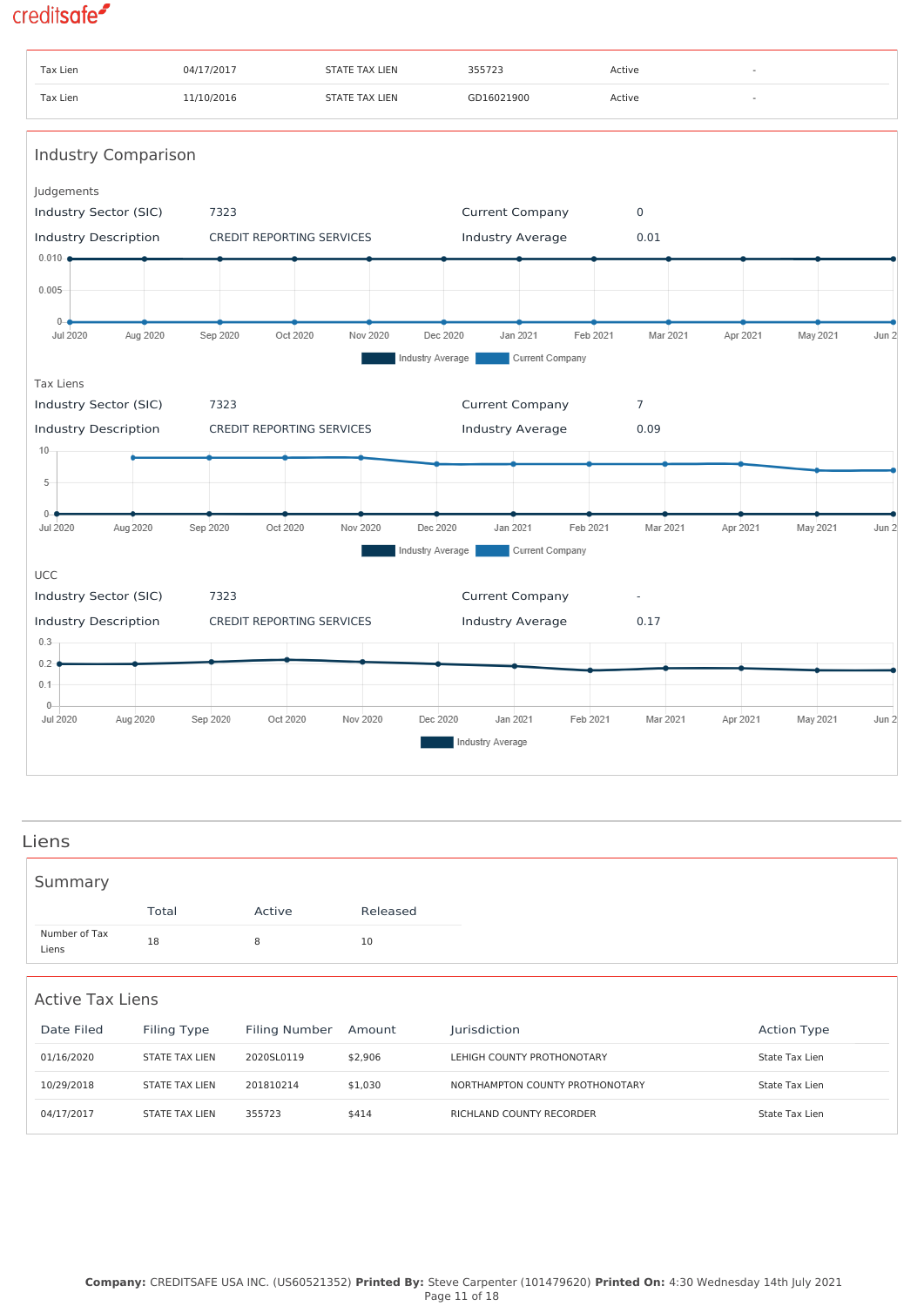| | | | | | |
|---|---|---|---|---|---|
| Tax Lien | 04/17/2017 | STATE TAX LIEN | 355723 | Active | - |
| Tax Lien | 11/10/2016 | STATE TAX LIEN | GD16021900 | Active | - |

## Industry Comparison

### Judgements

| | | | |
|---|---|---|---|
| Industry Sector (SIC) | 7323 | Current Company | 0 |
| Industry Description | CREDIT REPORTING SERVICES | Industry Average | 0.01 |

### Tax Liens

| | | | |
|---|---|---|---|
| Industry Sector (SIC) | 7323 | Current Company | 7 |
| Industry Description | CREDIT REPORTING SERVICES | Industry Average | 0.09 |

### UCC

| | | | |
|---|---|---|---|
| Industry Sector (SIC) | 7323 | Current Company | - |
| Industry Description | CREDIT REPORTING SERVICES | Industry Average | 0.17 |

# Liens

## Summary

| | Total | Active | Released |
|---|---|---|---|
| Number of Tax Liens | 18 | 8 | 10 |

## Active Tax Liens

| Date Filed | Filing Type | Filing Number | Amount | Jurisdiction | Action Type |
|---|---|---|---|---|---|
| 01/16/2020 | STATE TAX LIEN | 2020SL0119 | $2,906 | LEHIGH COUNTY PROTHONOTARY | State Tax Lien |
| 10/29/2018 | STATE TAX LIEN | 201810214 | $1,030 | NORTHAMPTON COUNTY PROTHONOTARY | State Tax Lien |
| 04/17/2017 | STATE TAX LIEN | 355723 | $414 | RICHLAND COUNTY RECORDER | State Tax Lien |

**Company:** CREDITSAFE USA INC. (US60521352) **Printed By:** Steve Carpenter (101479620) **Printed On:** 4:30 Wednesday 14th July 2021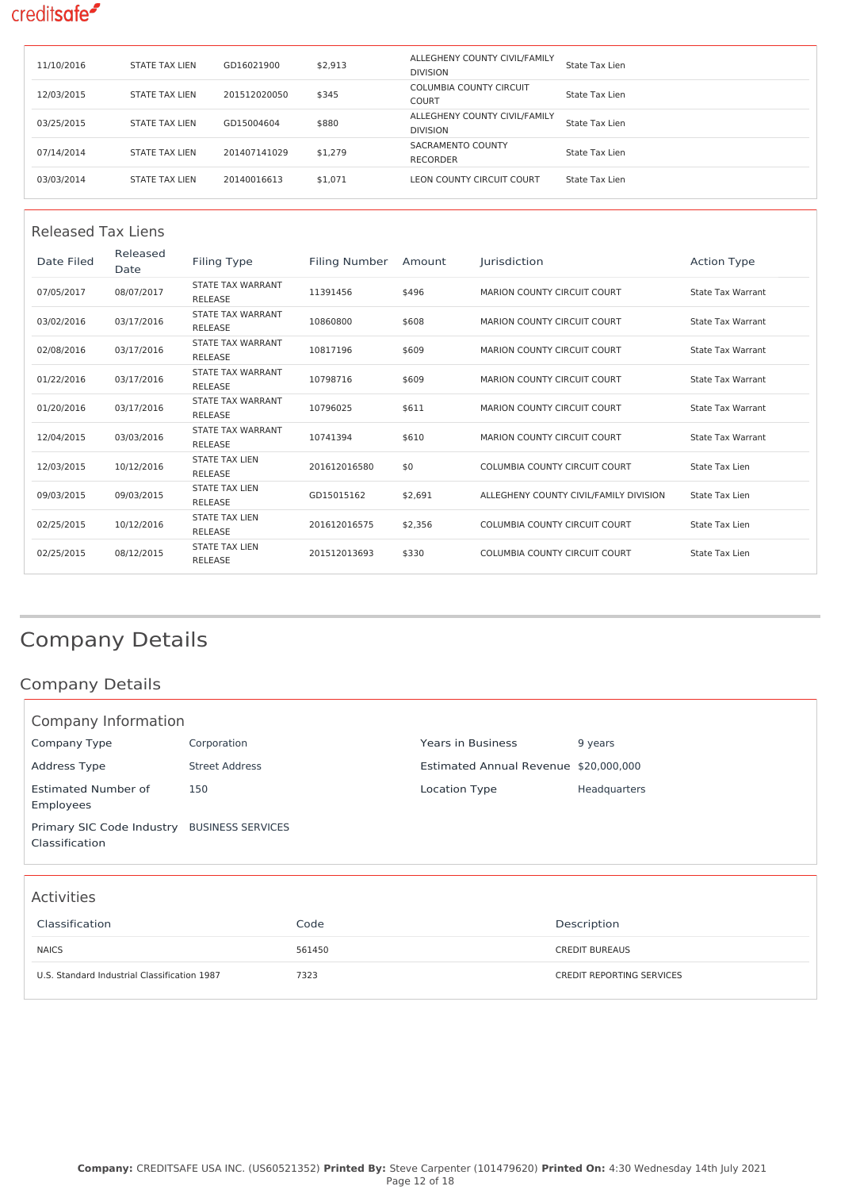| | | | | | |
|---|---|---|---|---|---|
| 11/10/2016 | STATE TAX LIEN | GD16021900 | $2,913 | ALLEGHENY COUNTY CIVIL/FAMILY DIVISION | State Tax Lien |
| 12/03/2015 | STATE TAX LIEN | 201512020050 | $345 | COLUMBIA COUNTY CIRCUIT COURT | State Tax Lien |
| 03/25/2015 | STATE TAX LIEN | GD15004604 | $880 | ALLEGHENY COUNTY CIVIL/FAMILY DIVISION | State Tax Lien |
| 07/14/2014 | STATE TAX LIEN | 201407141029 | $1,279 | SACRAMENTO COUNTY RECORDER | State Tax Lien |
| 03/03/2014 | STATE TAX LIEN | 20140016613 | $1,071 | LEON COUNTY CIRCUIT COURT | State Tax Lien |

### Released Tax Liens

| Date Filed | Released Date | Filing Type | Filing Number | Amount | Jurisdiction | Action Type |
|---|---|---|---|---|---|---|
| 07/05/2017 | 08/07/2017 | STATE TAX WARRANT RELEASE | 11391456 | $496 | MARION COUNTY CIRCUIT COURT | State Tax Warrant |
| 03/02/2016 | 03/17/2016 | STATE TAX WARRANT RELEASE | 10860800 | $608 | MARION COUNTY CIRCUIT COURT | State Tax Warrant |
| 02/08/2016 | 03/17/2016 | STATE TAX WARRANT RELEASE | 10817196 | $609 | MARION COUNTY CIRCUIT COURT | State Tax Warrant |
| 01/22/2016 | 03/17/2016 | STATE TAX WARRANT RELEASE | 10798716 | $609 | MARION COUNTY CIRCUIT COURT | State Tax Warrant |
| 01/20/2016 | 03/17/2016 | STATE TAX WARRANT RELEASE | 10796025 | $611 | MARION COUNTY CIRCUIT COURT | State Tax Warrant |
| 12/04/2015 | 03/03/2016 | STATE TAX WARRANT RELEASE | 10741394 | $610 | MARION COUNTY CIRCUIT COURT | State Tax Warrant |
| 12/03/2015 | 10/12/2016 | STATE TAX LIEN RELEASE | 201612016580 | $0 | COLUMBIA COUNTY CIRCUIT COURT | State Tax Lien |
| 09/03/2015 | 09/03/2015 | STATE TAX LIEN RELEASE | GD15015162 | $2,691 | ALLEGHENY COUNTY CIVIL/FAMILY DIVISION | State Tax Lien |
| 02/25/2015 | 10/12/2016 | STATE TAX LIEN RELEASE | 201612016575 | $2,356 | COLUMBIA COUNTY CIRCUIT COURT | State Tax Lien |
| 02/25/2015 | 08/12/2015 | STATE TAX LIEN RELEASE | 201512013693 | $330 | COLUMBIA COUNTY CIRCUIT COURT | State Tax Lien |

# Company Details

## Company Details

### Company Information

| | | | |
|---|---|---|---|
| Company Type | Corporation | Years in Business | 9 years |
| Address Type | Street Address | Estimated Annual Revenue | $20,000,000 |
| Estimated Number of Employees | 150 | Location Type | Headquarters |
| Primary SIC Code Industry Classification | BUSINESS SERVICES | | |

### Activities

| Classification | Code | Description |
|---|---|---|
| NAICS | 561450 | CREDIT BUREAUS |
| U.S. Standard Industrial Classification 1987 | 7323 | CREDIT REPORTING SERVICES |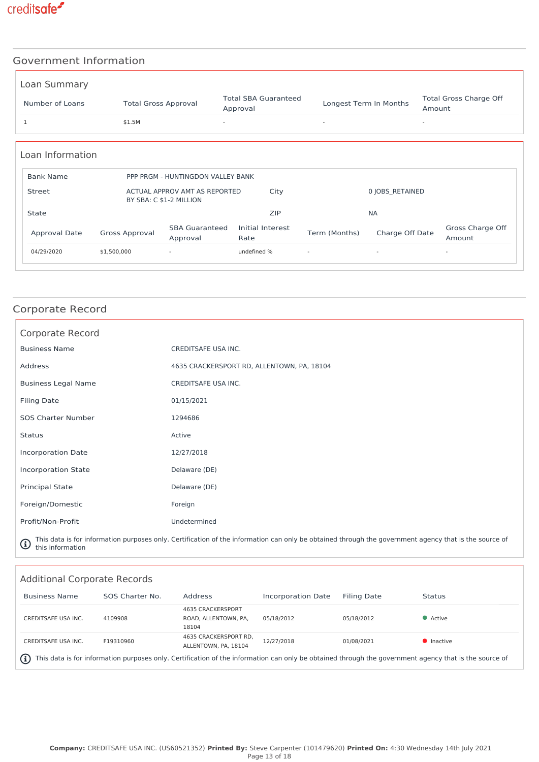# Government Information

## Loan Summary

| Number of Loans | Total Gross Approval | Total SBA Guaranteed Approval | Longest Term In Months | Total Gross Charge Off Amount |
|---|---|---|---|---|
| 1 | $1.5M | - | - | - |

## Loan Information

| | | | |
|---|---|---|---|
| Bank Name | PPP PRGM - HUNTINGDON VALLEY BANK | | |
| Street | ACTUAL APPROV AMT AS REPORTED BY SBA: C $1-2 MILLION | City | 0 JOBS_RETAINED |
| State | | ZIP | NA |

| Approval Date | Gross Approval | SBA Guaranteed Approval | Initial Interest Rate | Term (Months) | Charge Off Date | Gross Charge Off Amount |
|---|---|---|---|---|---|---|
| 04/29/2020 | $1,500,000 | - | undefined % | - | - | - |

# Corporate Record

## Corporate Record

| | |
|---|---|
| Business Name | CREDITSAFE USA INC. |
| Address | 4635 CRACKERSPORT RD, ALLENTOWN, PA, 18104 |
| Business Legal Name | CREDITSAFE USA INC. |
| Filing Date | 01/15/2021 |
| SOS Charter Number | 1294686 |
| Status | Active |
| Incorporation Date | 12/27/2018 |
| Incorporation State | Delaware (DE) |
| Principal State | Delaware (DE) |
| Foreign/Domestic | Foreign |
| Profit/Non-Profit | Undetermined |

This data is for information purposes only. Certification of the information can only be obtained through the government agency that is the source of this information

## Additional Corporate Records

| Business Name | SOS Charter No. | Address | Incorporation Date | Filing Date | Status |
|---|---|---|---|---|---|
| CREDITSAFE USA INC. | 4109908 | 4635 CRACKERSPORT ROAD, ALLENTOWN, PA, 18104 | 05/18/2012 | 05/18/2012 | Active |
| CREDITSAFE USA INC. | F19310960 | 4635 CRACKERSPORT RD, ALLENTOWN, PA, 18104 | 12/27/2018 | 01/08/2021 | Inactive |

This data is for information purposes only. Certification of the information can only be obtained through the government agency that is the source of

**Company:** CREDITSAFE USA INC. (US60521352) **Printed By:** Steve Carpenter (101479620) **Printed On:** 4:30 Wednesday 14th July 2021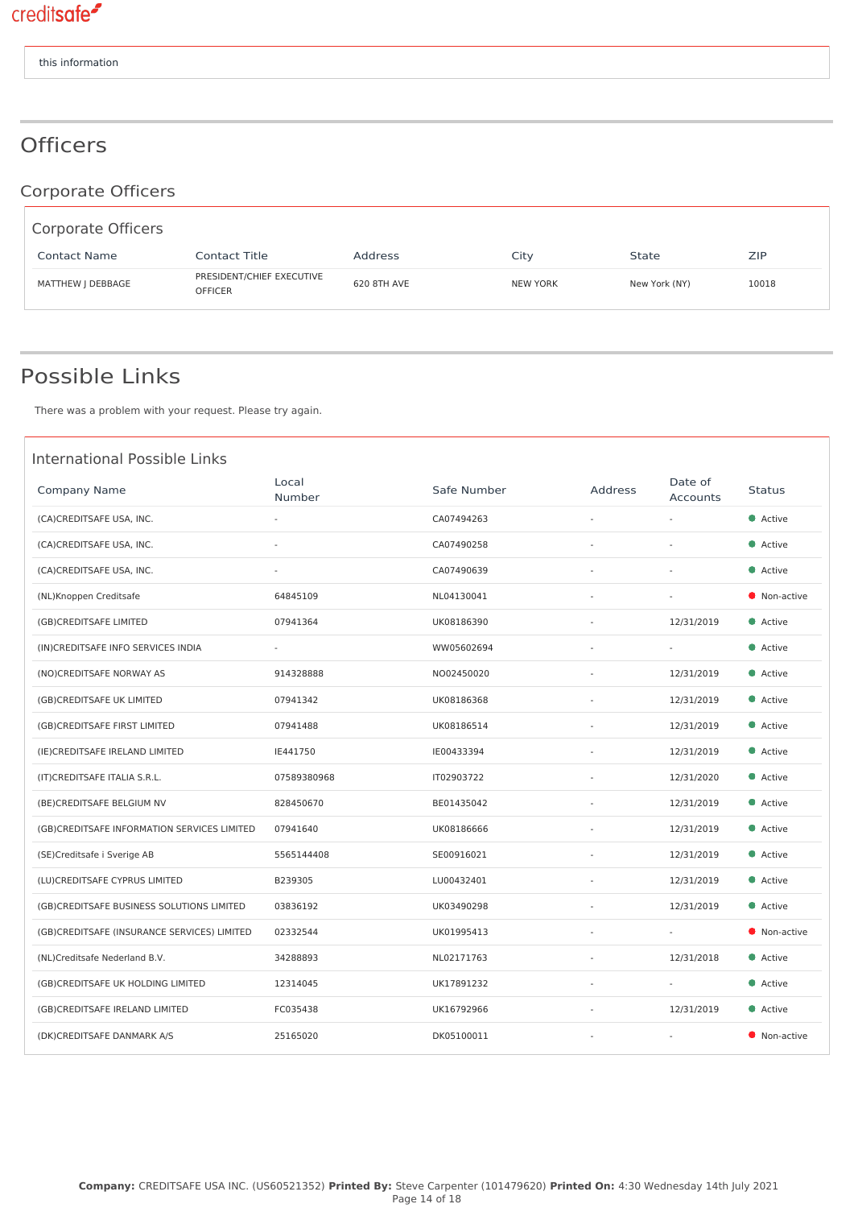this information

# Officers

## Corporate Officers

### Corporate Officers

| Contact Name | Contact Title | Address | City | State | ZIP |
|---|---|---|---|---|---|
| MATTHEW J DEBBAGE | PRESIDENT/CHIEF EXECUTIVE OFFICER | 620 8TH AVE | NEW YORK | New York (NY) | 10018 |

# Possible Links

There was a problem with your request. Please try again.

### International Possible Links

| Company Name | Local Number | Safe Number | Address | Date of Accounts | Status |
|---|---|---|---|---|---|
| (CA)CREDITSAFE USA, INC. | - | CA07494263 | - | - | Active |
| (CA)CREDITSAFE USA, INC. | - | CA07490258 | - | - | Active |
| (CA)CREDITSAFE USA, INC. | - | CA07490639 | - | - | Active |
| (NL)Knoppen Creditsafe | 64845109 | NL04130041 | - | - | Non-active |
| (GB)CREDITSAFE LIMITED | 07941364 | UK08186390 | - | 12/31/2019 | Active |
| (IN)CREDITSAFE INFO SERVICES INDIA | - | WW05602694 | - | - | Active |
| (NO)CREDITSAFE NORWAY AS | 914328888 | NO02450020 | - | 12/31/2019 | Active |
| (GB)CREDITSAFE UK LIMITED | 07941342 | UK08186368 | - | 12/31/2019 | Active |
| (GB)CREDITSAFE FIRST LIMITED | 07941488 | UK08186514 | - | 12/31/2019 | Active |
| (IE)CREDITSAFE IRELAND LIMITED | IE441750 | IE00433394 | - | 12/31/2019 | Active |
| (IT)CREDITSAFE ITALIA S.R.L. | 07589380968 | IT02903722 | - | 12/31/2020 | Active |
| (BE)CREDITSAFE BELGIUM NV | 828450670 | BE01435042 | - | 12/31/2019 | Active |
| (GB)CREDITSAFE INFORMATION SERVICES LIMITED | 07941640 | UK08186666 | - | 12/31/2019 | Active |
| (SE)Creditsafe i Sverige AB | 5565144408 | SE00916021 | - | 12/31/2019 | Active |
| (LU)CREDITSAFE CYPRUS LIMITED | B239305 | LU00432401 | - | 12/31/2019 | Active |
| (GB)CREDITSAFE BUSINESS SOLUTIONS LIMITED | 03836192 | UK03490298 | - | 12/31/2019 | Active |
| (GB)CREDITSAFE (INSURANCE SERVICES) LIMITED | 02332544 | UK01995413 | - | - | Non-active |
| (NL)Creditsafe Nederland B.V. | 34288893 | NL02171763 | - | 12/31/2018 | Active |
| (GB)CREDITSAFE UK HOLDING LIMITED | 12314045 | UK17891232 | - | - | Active |
| (GB)CREDITSAFE IRELAND LIMITED | FC035438 | UK16792966 | - | 12/31/2019 | Active |
| (DK)CREDITSAFE DANMARK A/S | 25165020 | DK05100011 | - | - | Non-active |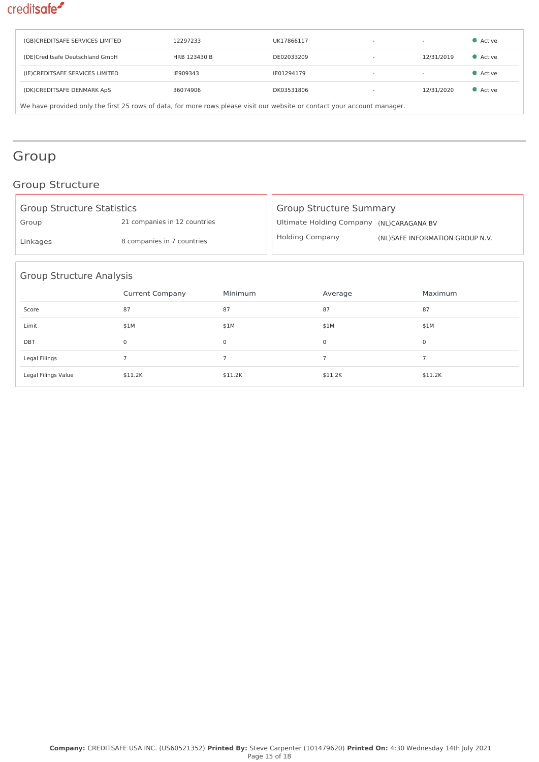| | | | | | |
|---|---|---|---|---|---|
| (GB)CREDITSAFE SERVICES LIMITED | 12297233 | UK17866117 | - | - | Active |
| (DE)Creditsafe Deutschland GmbH | HRB 123430 B | DE02033209 | - | 12/31/2019 | Active |
| (IE)CREDITSAFE SERVICES LIMITED | IE909343 | IE01294179 | - | - | Active |
| (DK)CREDITSAFE DENMARK ApS | 36074906 | DK03531806 | - | 12/31/2020 | Active |

We have provided only the first 25 rows of data, for more rows please visit our website or contact your account manager.

# Group

## Group Structure

### Group Structure Statistics

| | |
|---|---|
| Group | 21 companies in 12 countries |
| Linkages | 8 companies in 7 countries |

### Group Structure Summary

| | |
|---|---|
| Ultimate Holding Company | (NL)CARAGANA BV |
| Holding Company | (NL)SAFE INFORMATION GROUP N.V. |

### Group Structure Analysis

| | Current Company | Minimum | Average | Maximum |
|---|---|---|---|---|
| Score | 87 | 87 | 87 | 87 |
| Limit | $1M | $1M | $1M | $1M |
| DBT | 0 | 0 | 0 | 0 |
| Legal Filings | 7 | 7 | 7 | 7 |
| Legal Filings Value | $11.2K | $11.2K | $11.2K | $11.2K |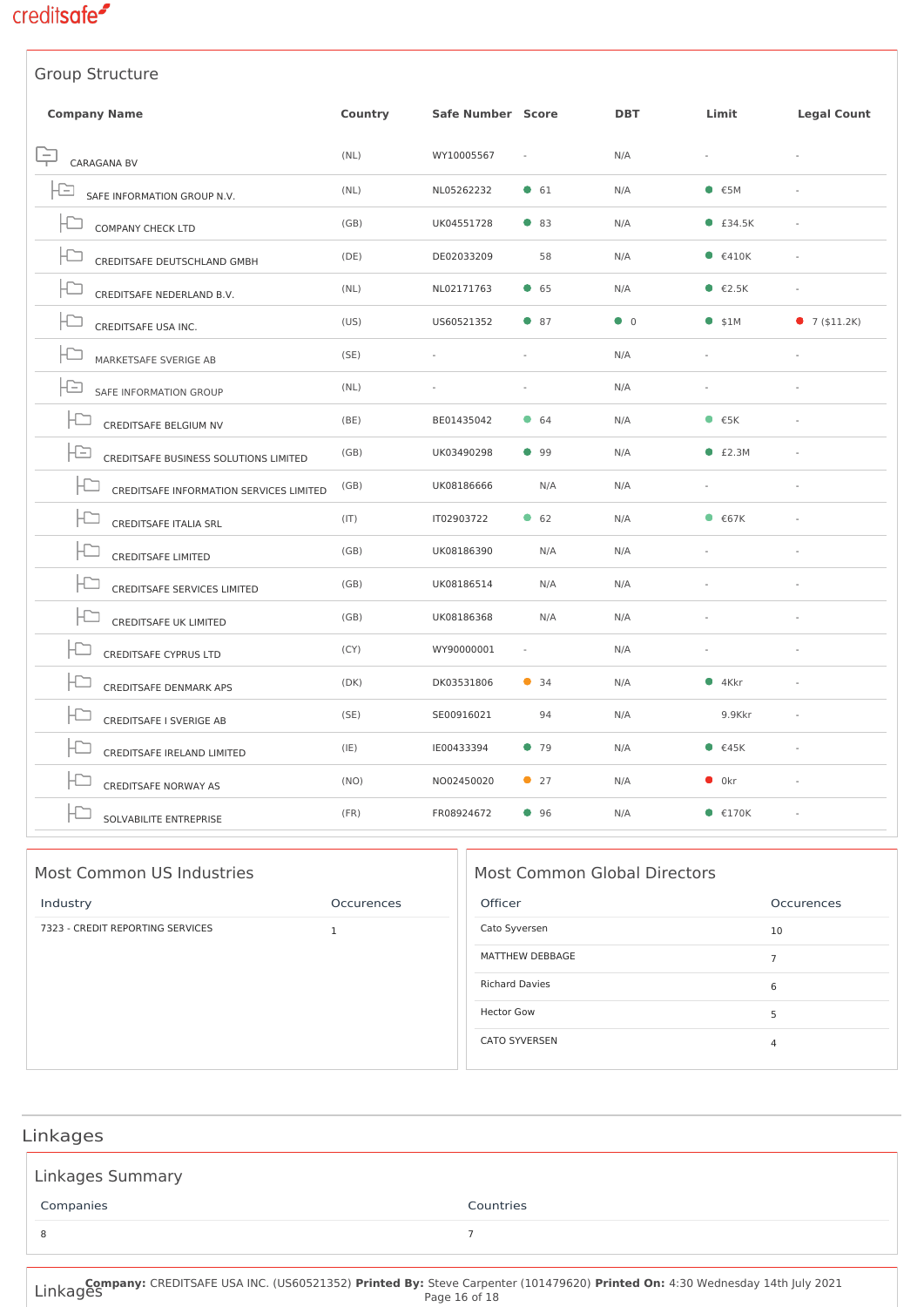## Group Structure

| Company Name | Country | Safe Number | Score | DBT | Limit | Legal Count |
|---|---|---|---|---|---|---|
| CARAGANA BV | (NL) | WY10005567 | - | N/A | - | - |
| SAFE INFORMATION GROUP N.V. | (NL) | NL05262232 | 61 | N/A | €5M | - |
| COMPANY CHECK LTD | (GB) | UK04551728 | 83 | N/A | £34.5K | - |
| CREDITSAFE DEUTSCHLAND GMBH | (DE) | DE02033209 | 58 | N/A | €410K | - |
| CREDITSAFE NEDERLAND B.V. | (NL) | NL02171763 | 65 | N/A | €2.5K | - |
| CREDITSAFE USA INC. | (US) | US60521352 | 87 | 0 | $1M | 7 ($11.2K) |
| MARKETSAFE SVERIGE AB | (SE) | - | - | N/A | - | - |
| SAFE INFORMATION GROUP | (NL) | - | - | N/A | - | - |
| CREDITSAFE BELGIUM NV | (BE) | BE01435042 | 64 | N/A | €5K | - |
| CREDITSAFE BUSINESS SOLUTIONS LIMITED | (GB) | UK03490298 | 99 | N/A | £2.3M | - |
| CREDITSAFE INFORMATION SERVICES LIMITED | (GB) | UK08186666 | N/A | N/A | - | - |
| CREDITSAFE ITALIA SRL | (IT) | IT02903722 | 62 | N/A | €67K | - |
| CREDITSAFE LIMITED | (GB) | UK08186390 | N/A | N/A | - | - |
| CREDITSAFE SERVICES LIMITED | (GB) | UK08186514 | N/A | N/A | - | - |
| CREDITSAFE UK LIMITED | (GB) | UK08186368 | N/A | N/A | - | - |
| CREDITSAFE CYPRUS LTD | (CY) | WY90000001 | - | N/A | - | - |
| CREDITSAFE DENMARK APS | (DK) | DK03531806 | 34 | N/A | 4Kkr | - |
| CREDITSAFE I SVERIGE AB | (SE) | SE00916021 | 94 | N/A | 9.9Kkr | - |
| CREDITSAFE IRELAND LIMITED | (IE) | IE00433394 | 79 | N/A | €45K | - |
| CREDITSAFE NORWAY AS | (NO) | NO02450020 | 27 | N/A | 0kr | - |
| SOLVABILITE ENTREPRISE | (FR) | FR08924672 | 96 | N/A | €170K | - |

### Most Common US Industries

| Industry | Occurences |
|---|---|
| 7323 - CREDIT REPORTING SERVICES | 1 |

### Most Common Global Directors

| Officer | Occurences |
|---|---|
| Cato Syversen | 10 |
| MATTHEW DEBBAGE | 7 |
| Richard Davies | 6 |
| Hector Gow | 5 |
| CATO SYVERSEN | 4 |

## Linkages

### Linkages Summary

| Companies | Countries |
|---|---|
| 8 | 7 |

### Linkages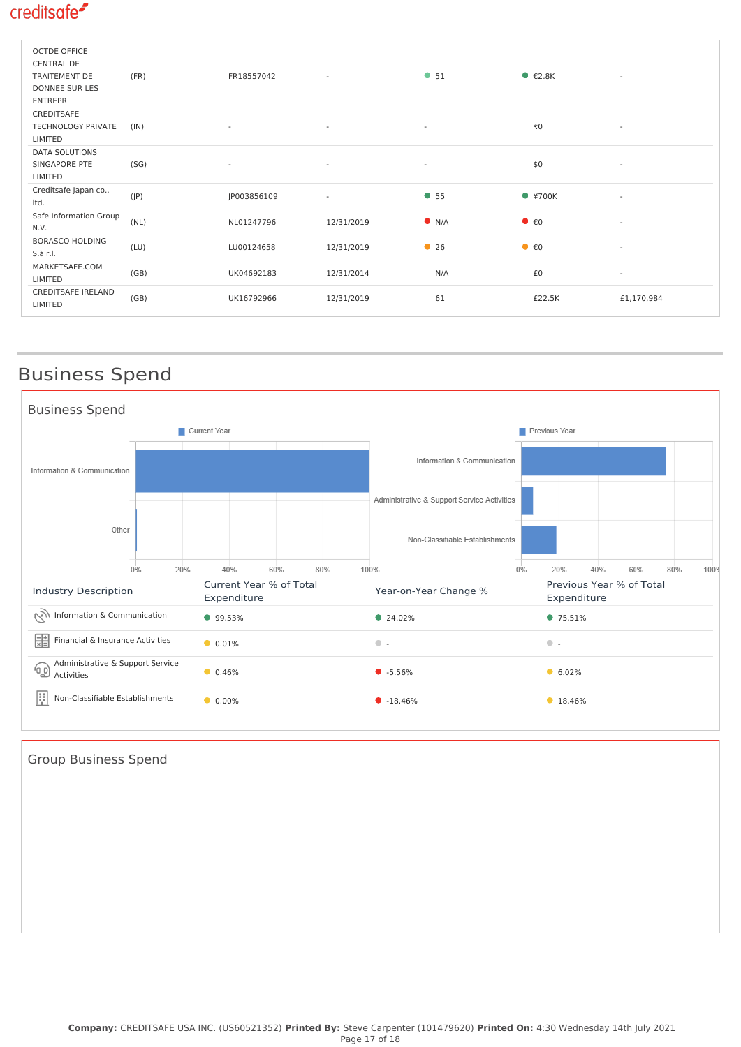| | | | | | | |
|---|---|---|---|---|---|---|
| OCTDE OFFICE CENTRAL DE TRAITEMENT DE DONNEE SUR LES ENTREPR | (FR) | FR18557042 | - | 51 | €2.8K | - |
| CREDITSAFE TECHNOLOGY PRIVATE LIMITED | (IN) | - | - | - | ₹0 | - |
| DATA SOLUTIONS SINGAPORE PTE LIMITED | (SG) | - | - | - | $0 | - |
| Creditsafe Japan co., ltd. | (JP) | JP003856109 | - | 55 | ¥700K | - |
| Safe Information Group N.V. | (NL) | NL01247796 | 12/31/2019 | N/A | €0 | - |
| BORASCO HOLDING S.à r.l. | (LU) | LU00124658 | 12/31/2019 | 26 | €0 | - |
| MARKETSAFE.COM LIMITED | (GB) | UK04692183 | 12/31/2014 | N/A | £0 | - |
| CREDITSAFE IRELAND LIMITED | (GB) | UK16792966 | 12/31/2019 | 61 | £22.5K | £1,170,984 |

# Business Spend

## Business Spend

| Industry Description | Current Year % of Total Expenditure | Year-on-Year Change % | Previous Year % of Total Expenditure |
|---|---|---|---|
| Information & Communication | 99.53% | 24.02% | 75.51% |
| Financial & Insurance Activities | 0.01% | - | - |
| Administrative & Support Service Activities | 0.46% | -5.56% | 6.02% |
| Non-Classifiable Establishments | 0.00% | -18.46% | 18.46% |

## Group Business Spend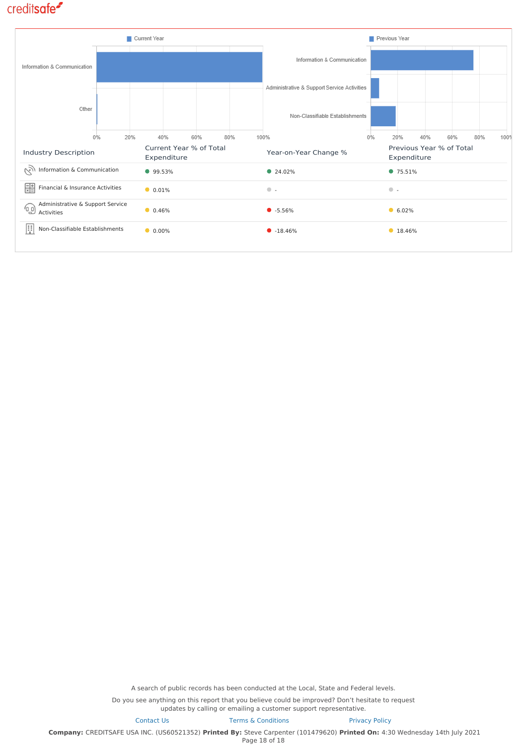Current Year

Information & Communication

Other

0% 20% 40% 60% 80% 100%

Previous Year

Information & Communication

Administrative & Support Service Activities

Non-Classifiable Establishments

0% 20% 40% 60% 80% 100%

| Industry Description | Current Year % of Total Expenditure | Year-on-Year Change % | Previous Year % of Total Expenditure |
|---|---|---|---|
| Information & Communication | 99.53% | 24.02% | 75.51% |
| Financial & Insurance Activities | 0.01% | - | - |
| Administrative & Support Service Activities | 0.46% | -5.56% | 6.02% |
| Non-Classifiable Establishments | 0.00% | -18.46% | 18.46% |

A search of public records has been conducted at the Local, State and Federal levels.

Do you see anything on this report that you believe could be improved? Don't hesitate to request updates by calling or emailing a customer support representative.

Contact Us    Terms & Conditions    Privacy Policy

**Company:** CREDITSAFE USA INC. (US60521352) **Printed By:** Steve Carpenter (101479620) **Printed On:** 4:30 Wednesday 14th July 2021